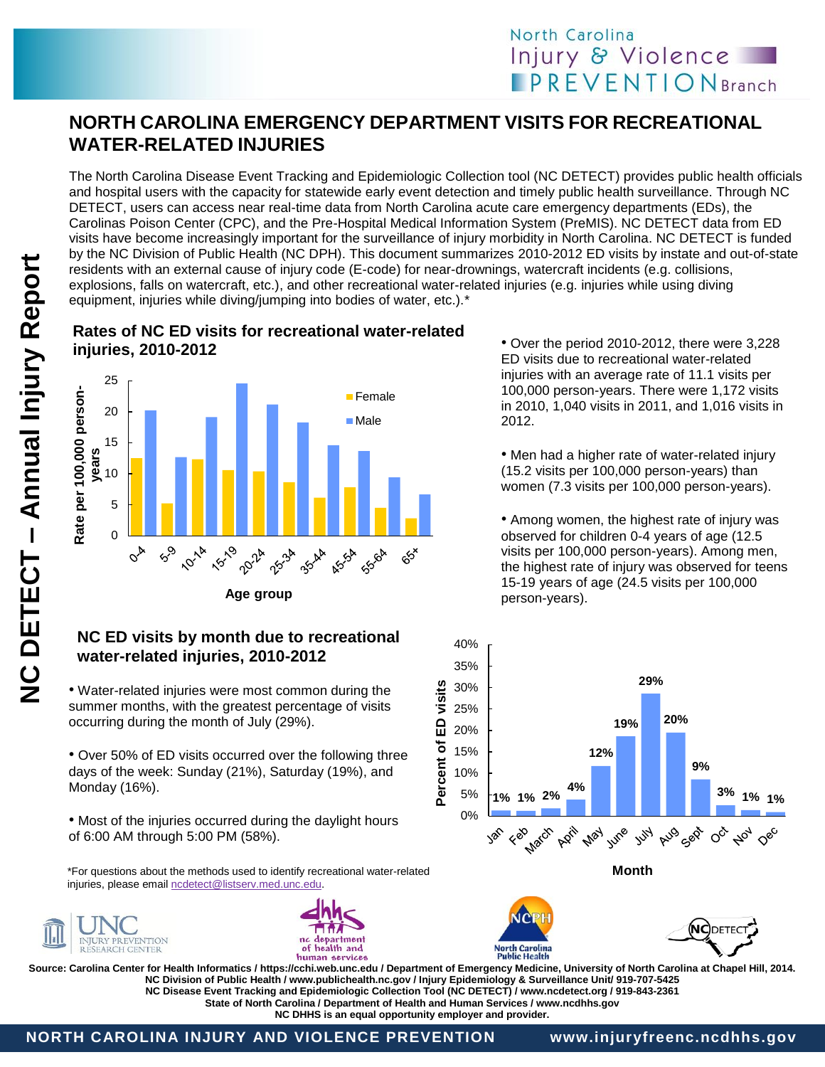North Carolina Injury & Violence PREVENTION Branch

# NORTH CAROLINA EMERGENCY DEPARTMENT VISITS FOR RECREATIONAL WATER-RELATED INJURIES

The North Carolina Disease Event Tracking and Epidemiologic Collection tool (NC DETECT) provides public health officials and hospital users with the capacity for statewide early event detection and timely public health surveillance. Through NC DETECT, users can access near real-time data from North Carolina acute care emergency departments (EDs), the Carolinas Poison Center (CPC), and the Pre-Hospital Medical Information System (PreMIS). NC DETECT data from ED visits have become increasingly important for the surveillance of injury morbidity in North Carolina. NC DETECT is funded by the NC Division of Public Health (NC DPH). This document summarizes 2010-2012 ED visits by instate and out-of-state residents with an external cause of injury code (E-code) for near-drownings, watercraft incidents (e.g. collisions, explosions, falls on watercraft, etc.), and other recreational water-related injuries (e.g. injuries while using diving equipment, injuries while diving/jumping into bodies of water, etc.).*

## Rates of NC ED visits for recreational water-related injuries, 2010-2012

Rate per 100,000 person-years by age group:

| Age group | Female | Male |
|---|---|---|
| 0-4 | 12.5 | 20.2 |
| 5-9 | 5.2 | 12.7 |
| 10-14 | 12.3 | 19.1 |
| 15-19 | 10.5 | 24.5 |
| 20-24 | 10.3 | 21.1 |
| 25-34 | 8.6 | 18.2 |
| 35-44 | 6.1 | 14.6 |
| 45-54 | 7.8 | 13.7 |
| 55-64 | 4.5 | 9.4 |
| 65+ | 2.8 | 6.6 |

- Over the period 2010-2012, there were 3,228 ED visits due to recreational water-related injuries with an average rate of 11.1 visits per 100,000 person-years. There were 1,172 visits in 2010, 1,040 visits in 2011, and 1,016 visits in 2012.
- Men had a higher rate of water-related injury (15.2 visits per 100,000 person-years) than women (7.3 visits per 100,000 person-years).
- Among women, the highest rate of injury was observed for children 0-4 years of age (12.5 visits per 100,000 person-years). Among men, the highest rate of injury was observed for teens 15-19 years of age (24.5 visits per 100,000 person-years).

## NC ED visits by month due to recreational water-related injuries, 2010-2012

- Water-related injuries were most common during the summer months, with the greatest percentage of visits occurring during the month of July (29%).
- Over 50% of ED visits occurred over the following three days of the week: Sunday (21%), Saturday (19%), and Monday (16%).
- Most of the injuries occurred during the daylight hours of 6:00 AM through 5:00 PM (58%).

| Month | Percent of ED visits |
|---|---|
| Jan | 1% |
| Feb | 1% |
| March | 2% |
| April | 4% |
| May | 12% |
| June | 19% |
| July | 29% |
| Aug | 20% |
| Sept | 9% |
| Oct | 3% |
| Nov | 1% |
| Dec | 1% |

*For questions about the methods used to identify recreational water-related injuries, please email ncdetect@listserv.med.unc.edu.

**Source: Carolina Center for Health Informatics / https://cchi.web.unc.edu / Department of Emergency Medicine, University of North Carolina at Chapel Hill, 2014.**
**NC Division of Public Health / www.publichealth.nc.gov / Injury Epidemiology & Surveillance Unit/ 919-707-5425**
**NC Disease Event Tracking and Epidemiologic Collection Tool (NC DETECT) / www.ncdetect.org / 919-843-2361**
**State of North Carolina / Department of Health and Human Services / www.ncdhhs.gov**
**NC DHHS is an equal opportunity employer and provider.**

NORTH CAROLINA INJURY AND VIOLENCE PREVENTION www.injuryfreenc.ncdhhs.gov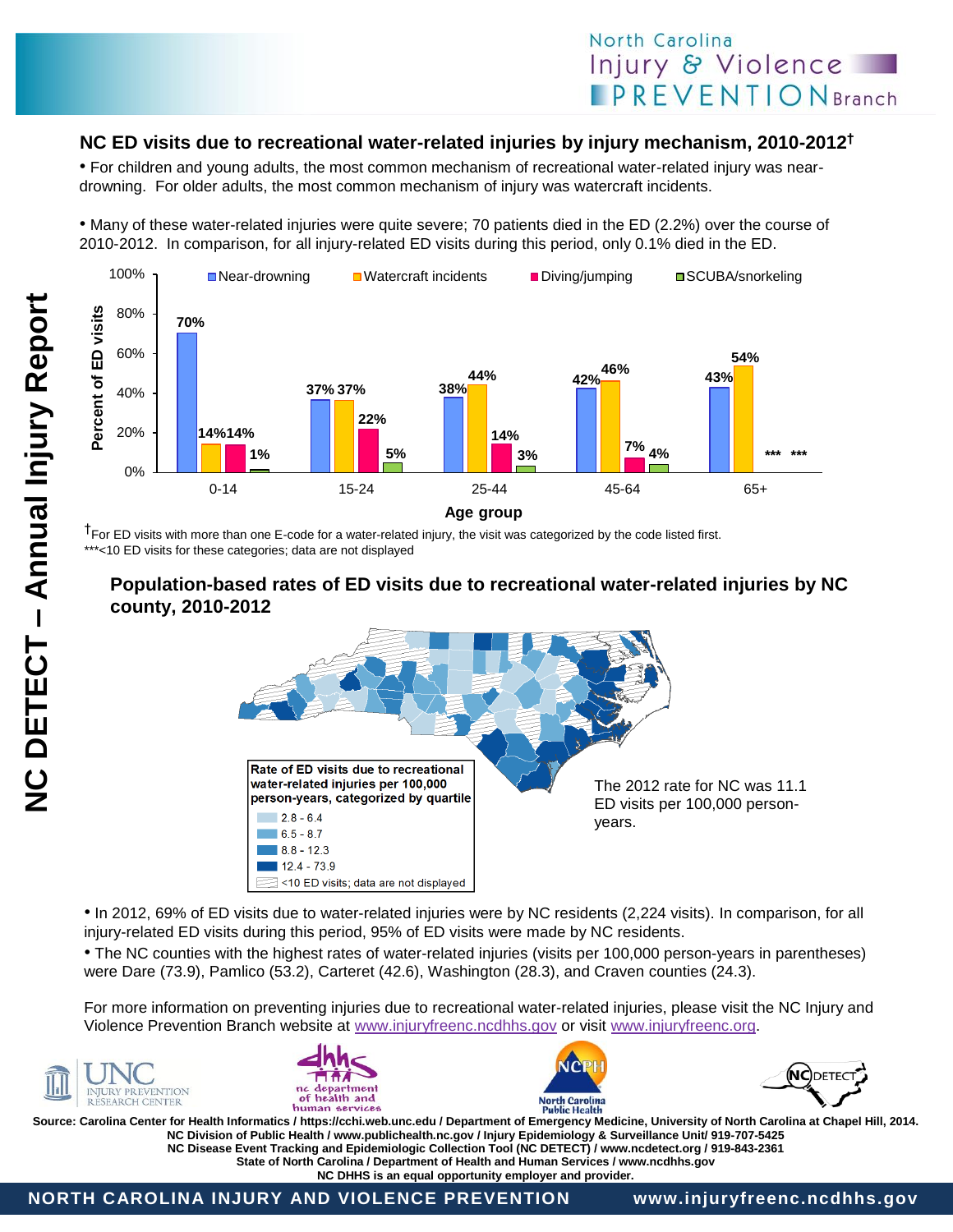## NC ED visits due to recreational water-related injuries by injury mechanism, 2010-2012†

- For children and young adults, the most common mechanism of recreational water-related injury was near-drowning. For older adults, the most common mechanism of injury was watercraft incidents.

- Many of these water-related injuries were quite severe; 70 patients died in the ED (2.2%) over the course of 2010-2012. In comparison, for all injury-related ED visits during this period, only 0.1% died in the ED.

Near-drowning
Watercraft incidents
Diving/jumping
SCUBA/snorkeling

Percent of ED visits

100%
80%
60%
40%
20%
0%

0-14: 70%, 14%, 14%, 1%
15-24: 37%, 37%, 22%, 5%
25-44: 38%, 44%, 14%, 3%
45-64: 42%, 46%, 7%, 4%
65+: 43%, 54%, ***, ***

Age group

†For ED visits with more than one E-code for a water-related injury, the visit was categorized by the code listed first.
***<10 ED visits for these categories; data are not displayed

## Population-based rates of ED visits due to recreational water-related injuries by NC county, 2010-2012

Rate of ED visits due to recreational water-related injuries per 100,000 person-years, categorized by quartile

2.8 - 6.4
6.5 - 8.7
8.8 - 12.3
12.4 - 73.9
<10 ED visits; data are not displayed

The 2012 rate for NC was 11.1 ED visits per 100,000 person-years.

- In 2012, 69% of ED visits due to water-related injuries were by NC residents (2,224 visits). In comparison, for all injury-related ED visits during this period, 95% of ED visits were made by NC residents.
- The NC counties with the highest rates of water-related injuries (visits per 100,000 person-years in parentheses) were Dare (73.9), Pamlico (53.2), Carteret (42.6), Washington (28.3), and Craven counties (24.3).

For more information on preventing injuries due to recreational water-related injuries, please visit the NC Injury and Violence Prevention Branch website at www.injuryfreenc.ncdhhs.gov or visit www.injuryfreenc.org.

**Source: Carolina Center for Health Informatics / https://cchi.web.unc.edu / Department of Emergency Medicine, University of North Carolina at Chapel Hill, 2014.**
**NC Division of Public Health / www.publichealth.nc.gov / Injury Epidemiology & Surveillance Unit/ 919-707-5425**
**NC Disease Event Tracking and Epidemiologic Collection Tool (NC DETECT) / www.ncdetect.org / 919-843-2361**
**State of North Carolina / Department of Health and Human Services / www.ncdhhs.gov**
**NC DHHS is an equal opportunity employer and provider.**